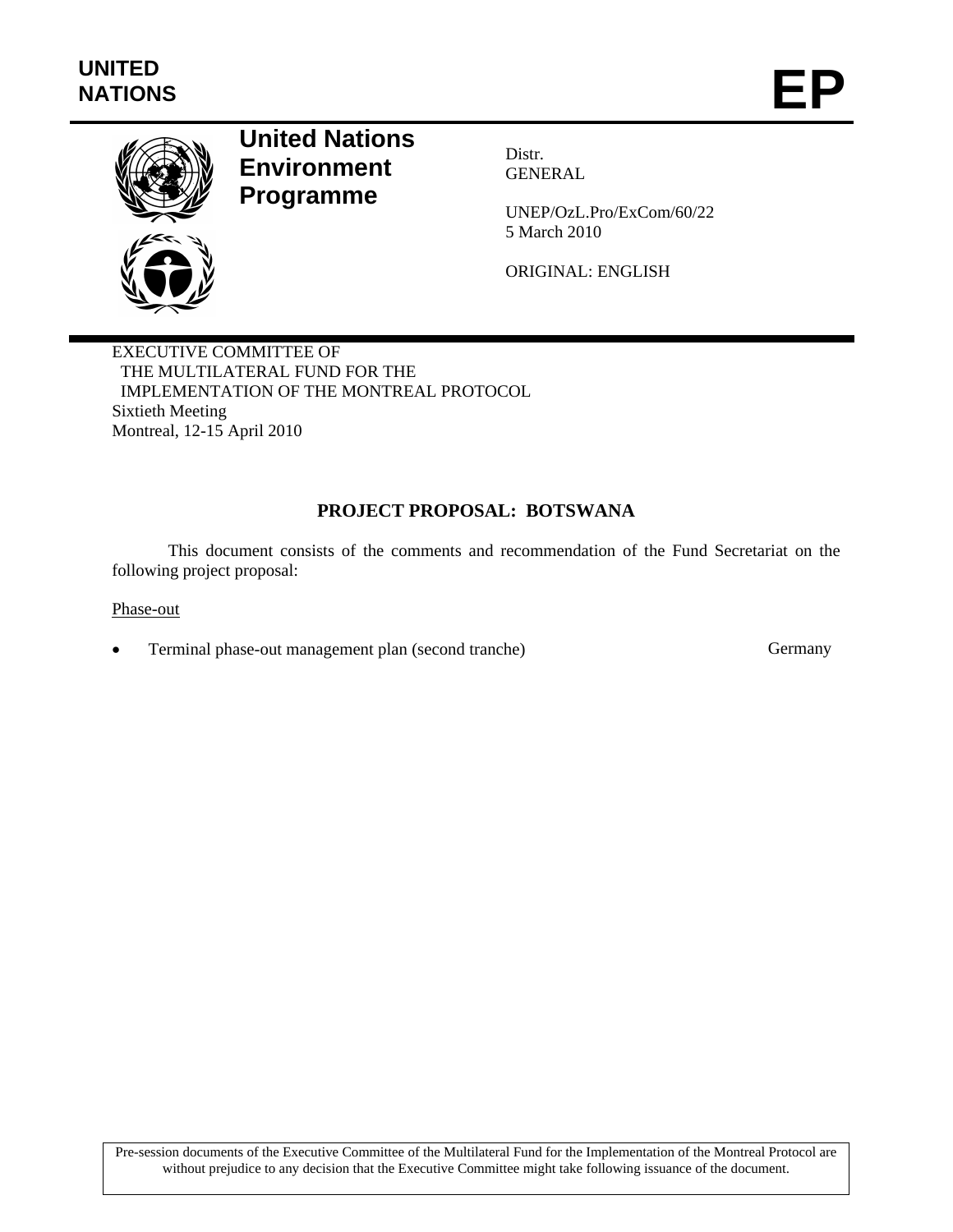**UNITED NATIONS** **EP**

# United Nations Environment Programme

Distr.
GENERAL

UNEP/OzL.Pro/ExCom/60/22
5 March 2010

ORIGINAL: ENGLISH

EXECUTIVE COMMITTEE OF
THE MULTILATERAL FUND FOR THE
IMPLEMENTATION OF THE MONTREAL PROTOCOL
Sixtieth Meeting
Montreal, 12-15 April 2010

## PROJECT PROPOSAL: BOTSWANA

This document consists of the comments and recommendation of the Fund Secretariat on the following project proposal:

Phase-out

- Terminal phase-out management plan (second tranche) — Germany

Pre-session documents of the Executive Committee of the Multilateral Fund for the Implementation of the Montreal Protocol are without prejudice to any decision that the Executive Committee might take following issuance of the document.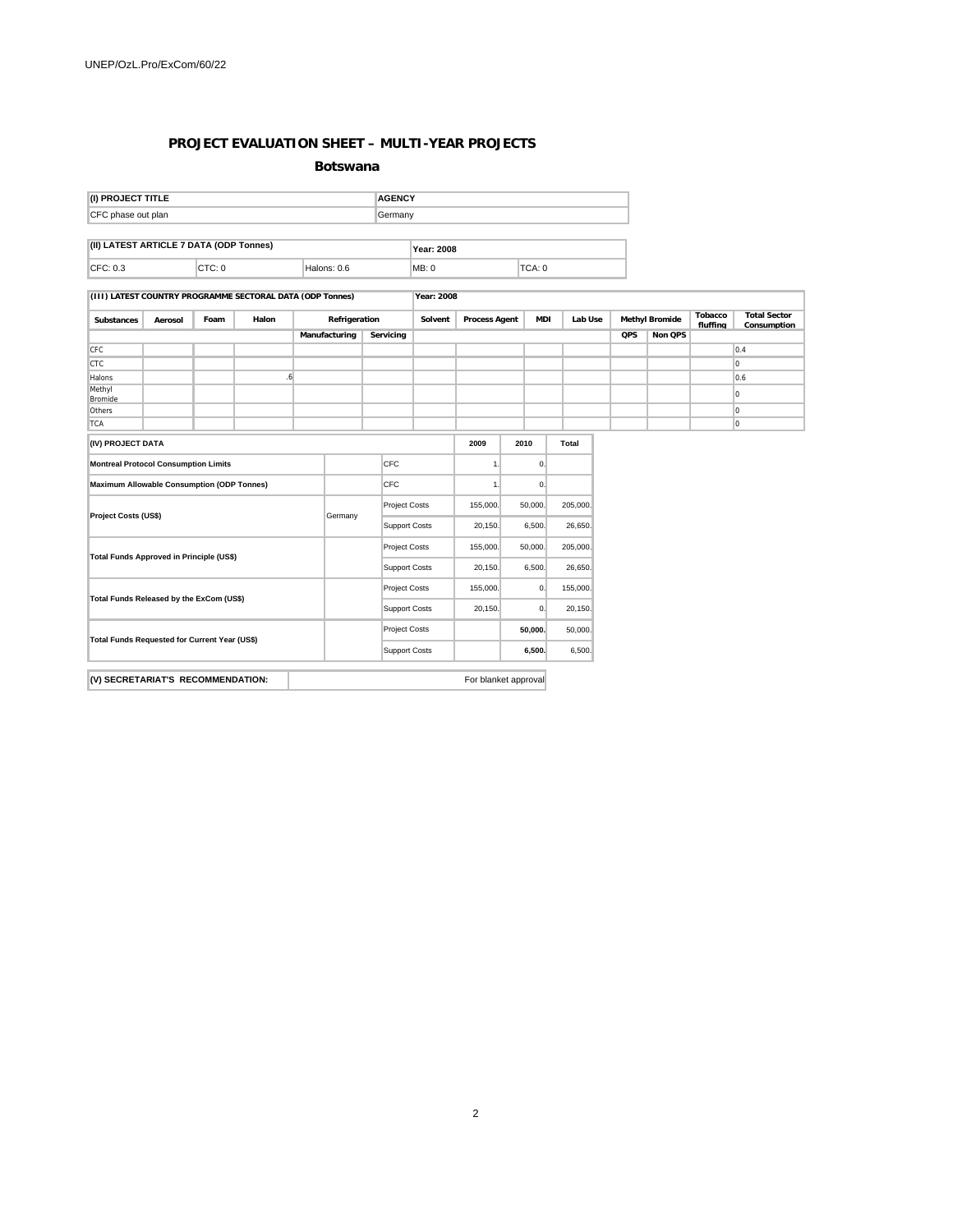## PROJECT EVALUATION SHEET – MULTI-YEAR PROJECTS

### Botswana

| (I) PROJECT TITLE | AGENCY |
|---|---|
| CFC phase out plan | Germany |

| (II) LATEST ARTICLE 7 DATA (ODP Tonnes) | | | Year: 2008 | |
|---|---|---|---|---|
| CFC: 0.3 | CTC: 0 | Halons: 0.6 | MB: 0 | TCA: 0 |

| (III) LATEST COUNTRY PROGRAMME SECTORAL DATA (ODP Tonnes) | | | | | | Year: 2008 | | | | | | | |
|---|---|---|---|---|---|---|---|---|---|---|---|---|---|
| Substances | Aerosol | Foam | Halon | Refrigeration | | Solvent | Process Agent | MDI | Lab Use | Methyl Bromide | | Tobacco fluffing | Total Sector Consumption |
| | | | | Manufacturing | Servicing | | | | | QPS | Non QPS | | |
| CFC | | | | | | | | | | | | | 0.4 |
| CTC | | | | | | | | | | | | | 0 |
| Halons | | | .6 | | | | | | | | | | 0.6 |
| Methyl Bromide | | | | | | | | | | | | | 0 |
| Others | | | | | | | | | | | | | 0 |
| TCA | | | | | | | | | | | | | 0 |

| (IV) PROJECT DATA | | | 2009 | 2010 | Total |
|---|---|---|---|---|---|
| Montreal Protocol Consumption Limits | | CFC | 1. | 0. | |
| Maximum Allowable Consumption (ODP Tonnes) | | CFC | 1. | 0. | |
| Project Costs (US$) | Germany | Project Costs | 155,000. | 50,000. | 205,000. |
| | | Support Costs | 20,150. | 6,500. | 26,650. |
| Total Funds Approved in Principle (US$) | | Project Costs | 155,000. | 50,000. | 205,000. |
| | | Support Costs | 20,150. | 6,500. | 26,650. |
| Total Funds Released by the ExCom (US$) | | Project Costs | 155,000. | 0. | 155,000. |
| | | Support Costs | 20,150. | 0. | 20,150. |
| Total Funds Requested for Current Year (US$) | | Project Costs | | **50,000.** | 50,000. |
| | | Support Costs | | **6,500.** | 6,500. |

| (V) SECRETARIAT'S RECOMMENDATION: | For blanket approval |
|---|---|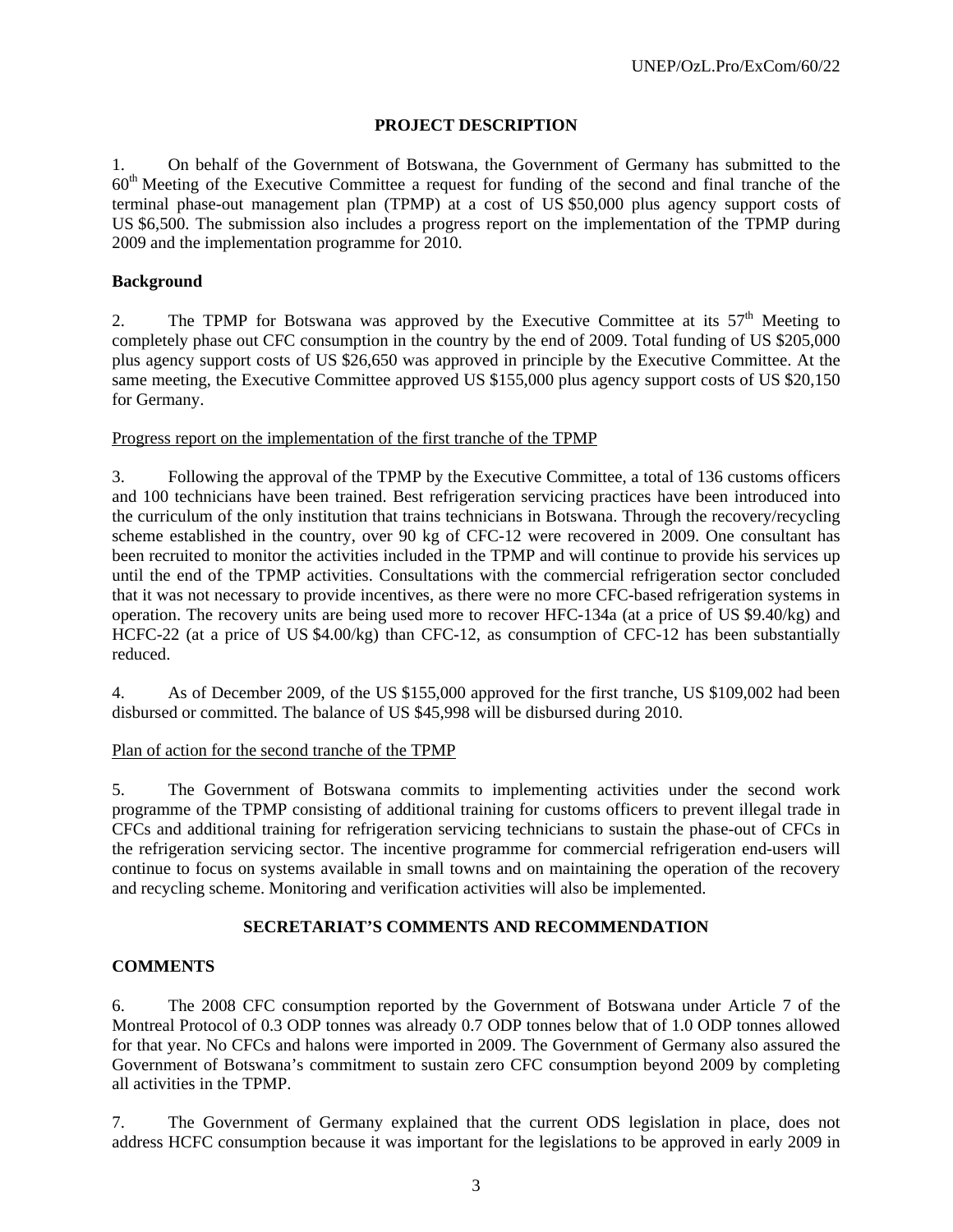## PROJECT DESCRIPTION

1. On behalf of the Government of Botswana, the Government of Germany has submitted to the 60th Meeting of the Executive Committee a request for funding of the second and final tranche of the terminal phase-out management plan (TPMP) at a cost of US $50,000 plus agency support costs of US $6,500. The submission also includes a progress report on the implementation of the TPMP during 2009 and the implementation programme for 2010.

### Background

2. The TPMP for Botswana was approved by the Executive Committee at its 57th Meeting to completely phase out CFC consumption in the country by the end of 2009. Total funding of US $205,000 plus agency support costs of US $26,650 was approved in principle by the Executive Committee. At the same meeting, the Executive Committee approved US $155,000 plus agency support costs of US $20,150 for Germany.

Progress report on the implementation of the first tranche of the TPMP

3. Following the approval of the TPMP by the Executive Committee, a total of 136 customs officers and 100 technicians have been trained. Best refrigeration servicing practices have been introduced into the curriculum of the only institution that trains technicians in Botswana. Through the recovery/recycling scheme established in the country, over 90 kg of CFC-12 were recovered in 2009. One consultant has been recruited to monitor the activities included in the TPMP and will continue to provide his services up until the end of the TPMP activities. Consultations with the commercial refrigeration sector concluded that it was not necessary to provide incentives, as there were no more CFC-based refrigeration systems in operation. The recovery units are being used more to recover HFC-134a (at a price of US $9.40/kg) and HCFC-22 (at a price of US $4.00/kg) than CFC-12, as consumption of CFC-12 has been substantially reduced.

4. As of December 2009, of the US $155,000 approved for the first tranche, US $109,002 had been disbursed or committed. The balance of US $45,998 will be disbursed during 2010.

Plan of action for the second tranche of the TPMP

5. The Government of Botswana commits to implementing activities under the second work programme of the TPMP consisting of additional training for customs officers to prevent illegal trade in CFCs and additional training for refrigeration servicing technicians to sustain the phase-out of CFCs in the refrigeration servicing sector. The incentive programme for commercial refrigeration end-users will continue to focus on systems available in small towns and on maintaining the operation of the recovery and recycling scheme. Monitoring and verification activities will also be implemented.

## SECRETARIAT'S COMMENTS AND RECOMMENDATION

### COMMENTS

6. The 2008 CFC consumption reported by the Government of Botswana under Article 7 of the Montreal Protocol of 0.3 ODP tonnes was already 0.7 ODP tonnes below that of 1.0 ODP tonnes allowed for that year. No CFCs and halons were imported in 2009. The Government of Germany also assured the Government of Botswana's commitment to sustain zero CFC consumption beyond 2009 by completing all activities in the TPMP.

7. The Government of Germany explained that the current ODS legislation in place, does not address HCFC consumption because it was important for the legislations to be approved in early 2009 in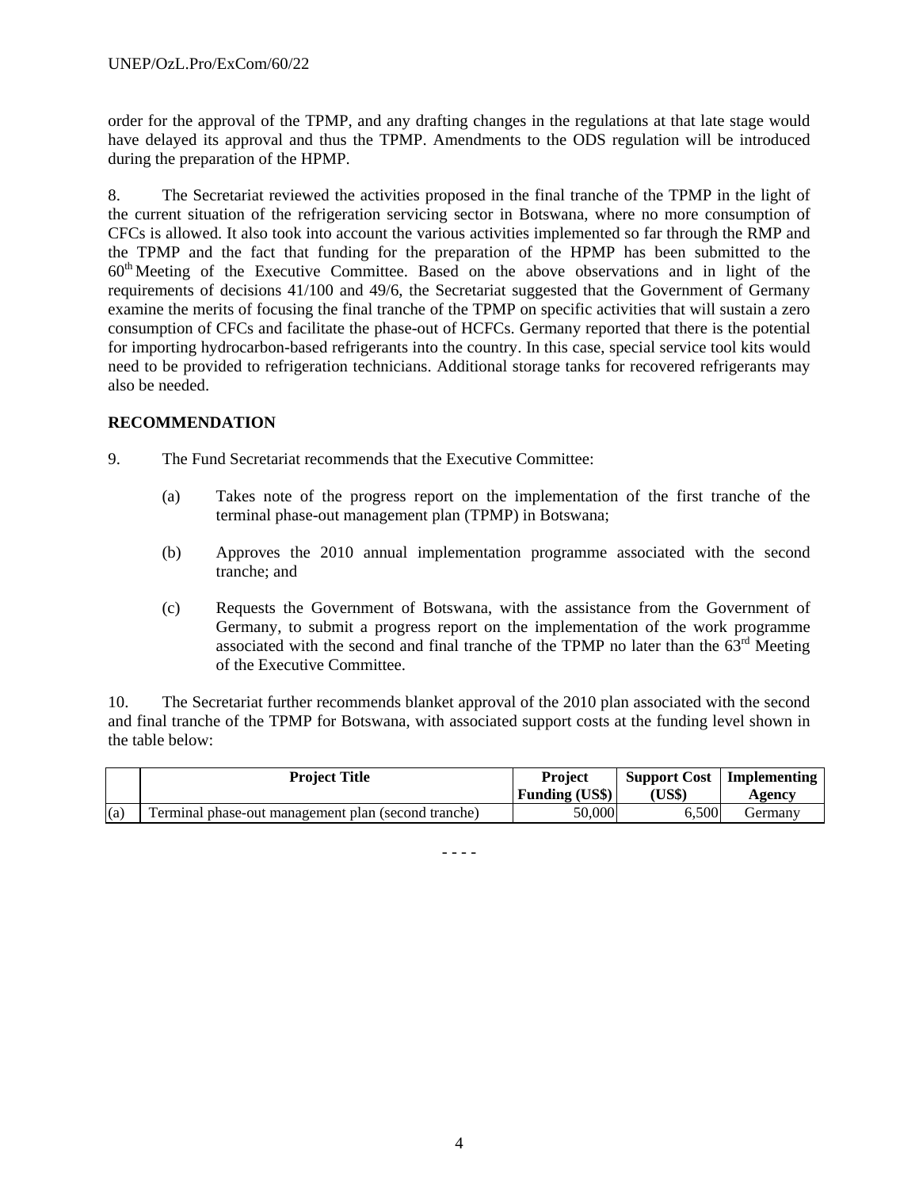order for the approval of the TPMP, and any drafting changes in the regulations at that late stage would have delayed its approval and thus the TPMP. Amendments to the ODS regulation will be introduced during the preparation of the HPMP.

8. The Secretariat reviewed the activities proposed in the final tranche of the TPMP in the light of the current situation of the refrigeration servicing sector in Botswana, where no more consumption of CFCs is allowed. It also took into account the various activities implemented so far through the RMP and the TPMP and the fact that funding for the preparation of the HPMP has been submitted to the 60th Meeting of the Executive Committee. Based on the above observations and in light of the requirements of decisions 41/100 and 49/6, the Secretariat suggested that the Government of Germany examine the merits of focusing the final tranche of the TPMP on specific activities that will sustain a zero consumption of CFCs and facilitate the phase-out of HCFCs. Germany reported that there is the potential for importing hydrocarbon-based refrigerants into the country. In this case, special service tool kits would need to be provided to refrigeration technicians. Additional storage tanks for recovered refrigerants may also be needed.

## RECOMMENDATION

9. The Fund Secretariat recommends that the Executive Committee:

(a) Takes note of the progress report on the implementation of the first tranche of the terminal phase-out management plan (TPMP) in Botswana;

(b) Approves the 2010 annual implementation programme associated with the second tranche; and

(c) Requests the Government of Botswana, with the assistance from the Government of Germany, to submit a progress report on the implementation of the work programme associated with the second and final tranche of the TPMP no later than the 63rd Meeting of the Executive Committee.

10. The Secretariat further recommends blanket approval of the 2010 plan associated with the second and final tranche of the TPMP for Botswana, with associated support costs at the funding level shown in the table below:

| | Project Title | Project Funding (US$) | Support Cost (US$) | Implementing Agency |
|---|---|---|---|---|
| (a) | Terminal phase-out management plan (second tranche) | 50,000 | 6,500 | Germany |

- - - -